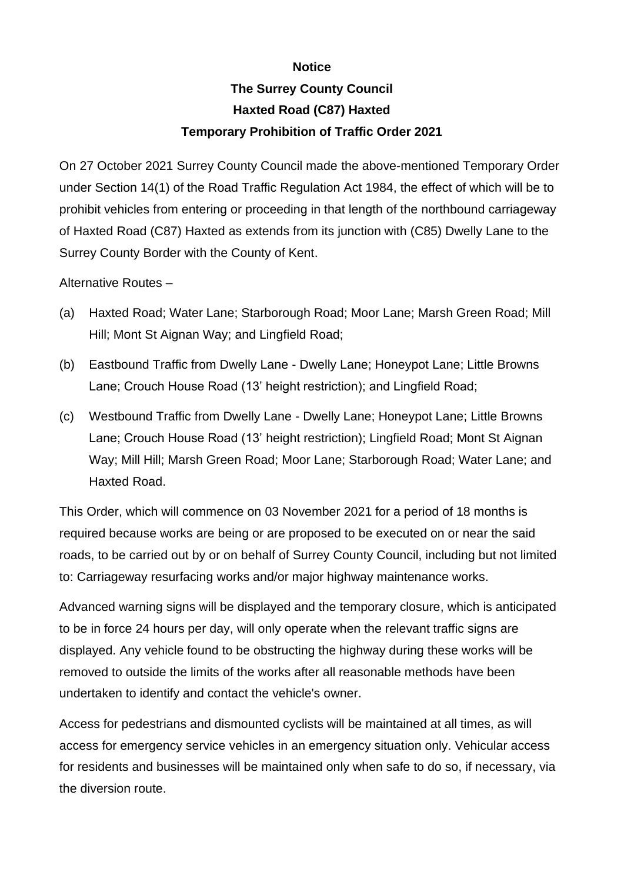**Notice**

**The Surrey County Council**

**Haxted Road (C87) Haxted**

**Temporary Prohibition of Traffic Order 2021**

On 27 October 2021 Surrey County Council made the above-mentioned Temporary Order under Section 14(1) of the Road Traffic Regulation Act 1984, the effect of which will be to prohibit vehicles from entering or proceeding in that length of the northbound carriageway of Haxted Road (C87) Haxted as extends from its junction with (C85) Dwelly Lane to the Surrey County Border with the County of Kent.

Alternative Routes –

(a) Haxted Road; Water Lane; Starborough Road; Moor Lane; Marsh Green Road; Mill Hill; Mont St Aignan Way; and Lingfield Road;

(b) Eastbound Traffic from Dwelly Lane - Dwelly Lane; Honeypot Lane; Little Browns Lane; Crouch House Road (13' height restriction); and Lingfield Road;

(c) Westbound Traffic from Dwelly Lane - Dwelly Lane; Honeypot Lane; Little Browns Lane; Crouch House Road (13' height restriction); Lingfield Road; Mont St Aignan Way; Mill Hill; Marsh Green Road; Moor Lane; Starborough Road; Water Lane; and Haxted Road.

This Order, which will commence on 03 November 2021 for a period of 18 months is required because works are being or are proposed to be executed on or near the said roads, to be carried out by or on behalf of Surrey County Council, including but not limited to: Carriageway resurfacing works and/or major highway maintenance works.

Advanced warning signs will be displayed and the temporary closure, which is anticipated to be in force 24 hours per day, will only operate when the relevant traffic signs are displayed. Any vehicle found to be obstructing the highway during these works will be removed to outside the limits of the works after all reasonable methods have been undertaken to identify and contact the vehicle's owner.

Access for pedestrians and dismounted cyclists will be maintained at all times, as will access for emergency service vehicles in an emergency situation only. Vehicular access for residents and businesses will be maintained only when safe to do so, if necessary, via the diversion route.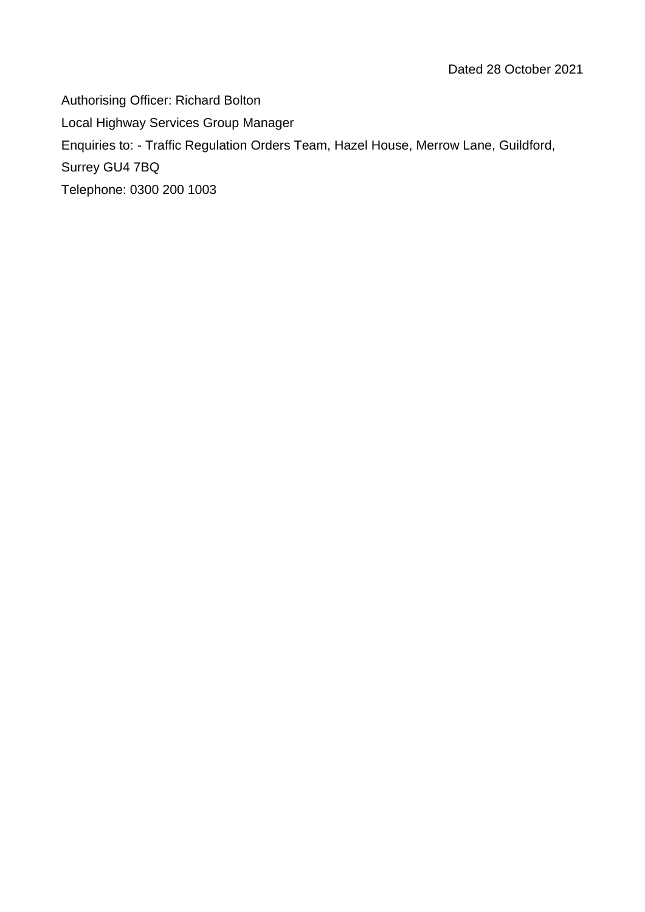Dated 28 October 2021

Authorising Officer: Richard Bolton

Local Highway Services Group Manager

Enquiries to: - Traffic Regulation Orders Team, Hazel House, Merrow Lane, Guildford, Surrey GU4 7BQ

Telephone: 0300 200 1003